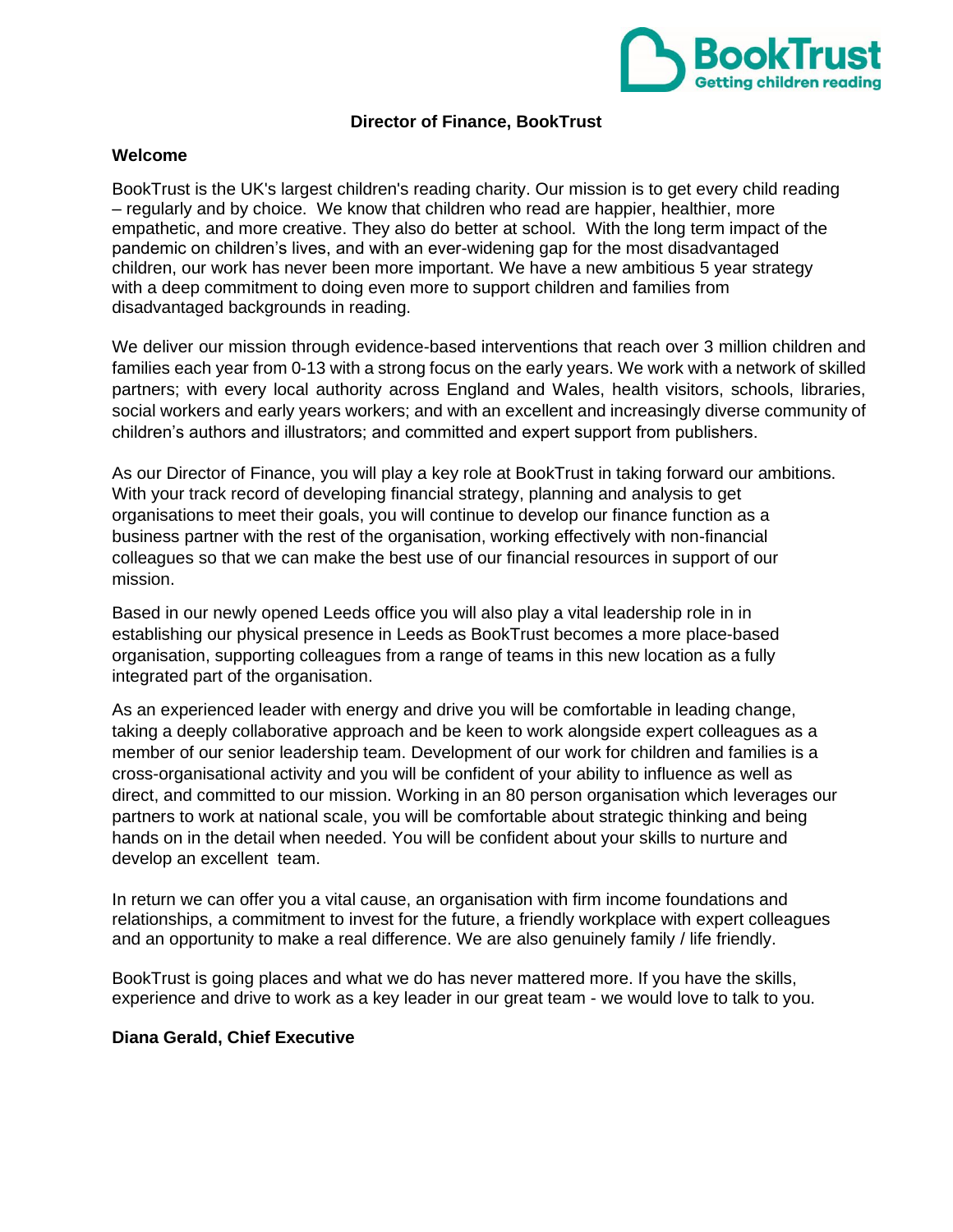# Director of Finance, BookTrust

## Welcome

BookTrust is the UK's largest children's reading charity. Our mission is to get every child reading – regularly and by choice. We know that children who read are happier, healthier, more empathetic, and more creative. They also do better at school. With the long term impact of the pandemic on children's lives, and with an ever-widening gap for the most disadvantaged children, our work has never been more important. We have a new ambitious 5 year strategy with a deep commitment to doing even more to support children and families from disadvantaged backgrounds in reading.

We deliver our mission through evidence-based interventions that reach over 3 million children and families each year from 0-13 with a strong focus on the early years. We work with a network of skilled partners; with every local authority across England and Wales, health visitors, schools, libraries, social workers and early years workers; and with an excellent and increasingly diverse community of children's authors and illustrators; and committed and expert support from publishers.

As our Director of Finance, you will play a key role at BookTrust in taking forward our ambitions. With your track record of developing financial strategy, planning and analysis to get organisations to meet their goals, you will continue to develop our finance function as a business partner with the rest of the organisation, working effectively with non-financial colleagues so that we can make the best use of our financial resources in support of our mission.

Based in our newly opened Leeds office you will also play a vital leadership role in in establishing our physical presence in Leeds as BookTrust becomes a more place-based organisation, supporting colleagues from a range of teams in this new location as a fully integrated part of the organisation.

As an experienced leader with energy and drive you will be comfortable in leading change, taking a deeply collaborative approach and be keen to work alongside expert colleagues as a member of our senior leadership team. Development of our work for children and families is a cross-organisational activity and you will be confident of your ability to influence as well as direct, and committed to our mission. Working in an 80 person organisation which leverages our partners to work at national scale, you will be comfortable about strategic thinking and being hands on in the detail when needed. You will be confident about your skills to nurture and develop an excellent team.

In return we can offer you a vital cause, an organisation with firm income foundations and relationships, a commitment to invest for the future, a friendly workplace with expert colleagues and an opportunity to make a real difference. We are also genuinely family / life friendly.

BookTrust is going places and what we do has never mattered more. If you have the skills, experience and drive to work as a key leader in our great team - we would love to talk to you.

**Diana Gerald, Chief Executive**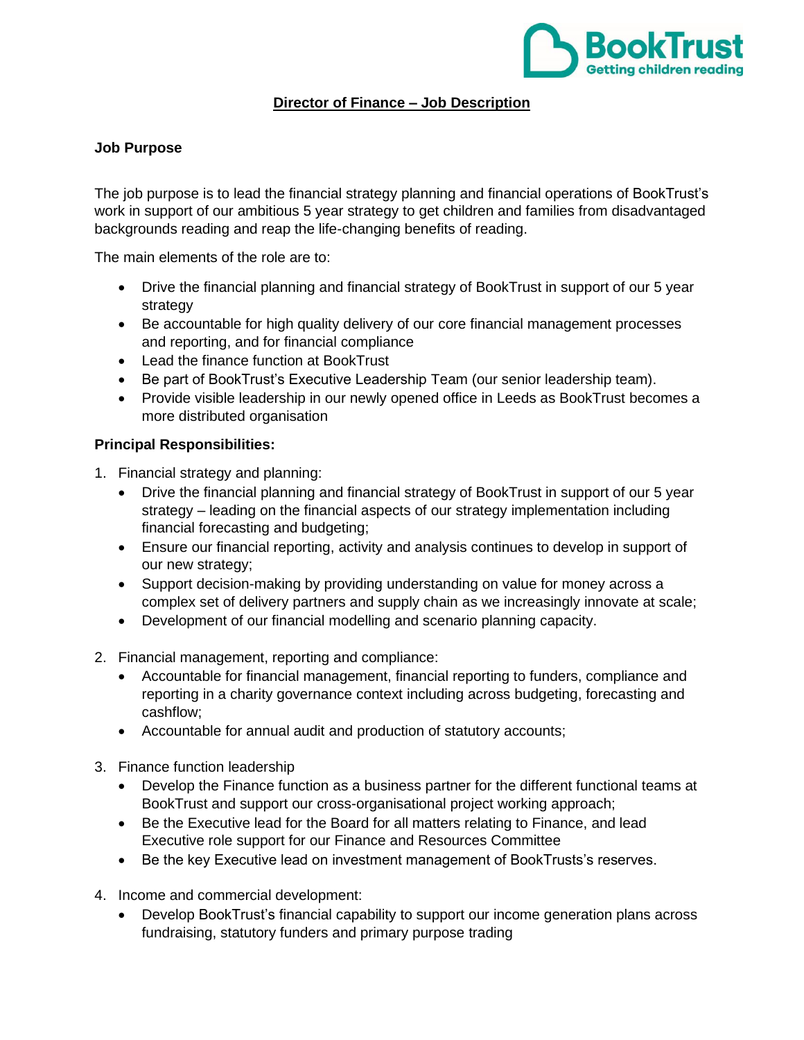## Director of Finance – Job Description

### Job Purpose

The job purpose is to lead the financial strategy planning and financial operations of BookTrust's work in support of our ambitious 5 year strategy to get children and families from disadvantaged backgrounds reading and reap the life-changing benefits of reading.

The main elements of the role are to:

- Drive the financial planning and financial strategy of BookTrust in support of our 5 year strategy
- Be accountable for high quality delivery of our core financial management processes and reporting, and for financial compliance
- Lead the finance function at BookTrust
- Be part of BookTrust's Executive Leadership Team (our senior leadership team).
- Provide visible leadership in our newly opened office in Leeds as BookTrust becomes a more distributed organisation

### Principal Responsibilities:

1. Financial strategy and planning:
   - Drive the financial planning and financial strategy of BookTrust in support of our 5 year strategy – leading on the financial aspects of our strategy implementation including financial forecasting and budgeting;
   - Ensure our financial reporting, activity and analysis continues to develop in support of our new strategy;
   - Support decision-making by providing understanding on value for money across a complex set of delivery partners and supply chain as we increasingly innovate at scale;
   - Development of our financial modelling and scenario planning capacity.

2. Financial management, reporting and compliance:
   - Accountable for financial management, financial reporting to funders, compliance and reporting in a charity governance context including across budgeting, forecasting and cashflow;
   - Accountable for annual audit and production of statutory accounts;

3. Finance function leadership
   - Develop the Finance function as a business partner for the different functional teams at BookTrust and support our cross-organisational project working approach;
   - Be the Executive lead for the Board for all matters relating to Finance, and lead Executive role support for our Finance and Resources Committee
   - Be the key Executive lead on investment management of BookTrusts's reserves.

4. Income and commercial development:
   - Develop BookTrust's financial capability to support our income generation plans across fundraising, statutory funders and primary purpose trading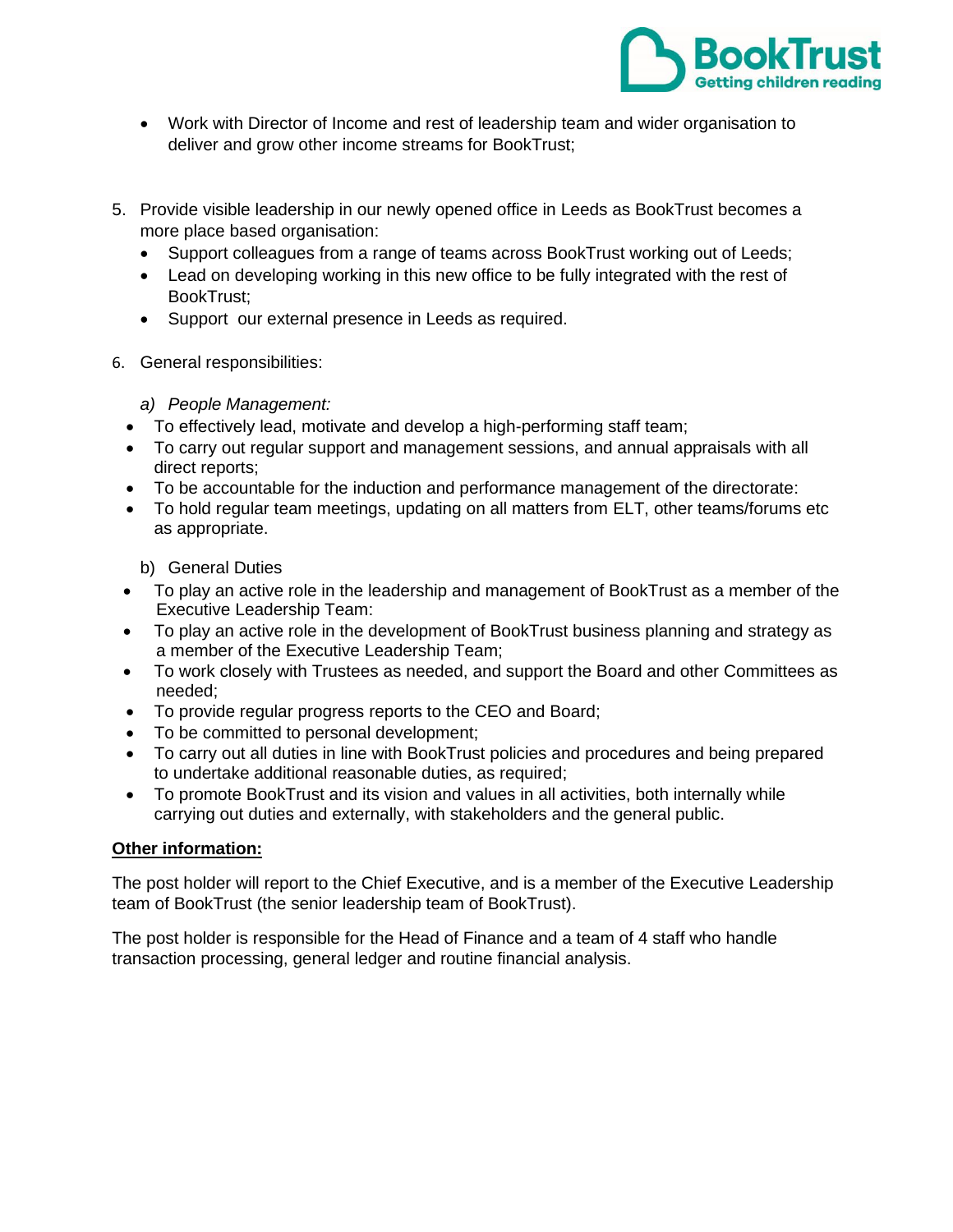- Work with Director of Income and rest of leadership team and wider organisation to deliver and grow other income streams for BookTrust;

5. Provide visible leadership in our newly opened office in Leeds as BookTrust becomes a more place based organisation:
   - Support colleagues from a range of teams across BookTrust working out of Leeds;
   - Lead on developing working in this new office to be fully integrated with the rest of BookTrust;
   - Support our external presence in Leeds as required.

6. General responsibilities:

   a) *People Management:*

- To effectively lead, motivate and develop a high-performing staff team;
- To carry out regular support and management sessions, and annual appraisals with all direct reports;
- To be accountable for the induction and performance management of the directorate:
- To hold regular team meetings, updating on all matters from ELT, other teams/forums etc as appropriate.

   b) General Duties

- To play an active role in the leadership and management of BookTrust as a member of the Executive Leadership Team:
- To play an active role in the development of BookTrust business planning and strategy as a member of the Executive Leadership Team;
- To work closely with Trustees as needed, and support the Board and other Committees as needed;
- To provide regular progress reports to the CEO and Board;
- To be committed to personal development;
- To carry out all duties in line with BookTrust policies and procedures and being prepared to undertake additional reasonable duties, as required;
- To promote BookTrust and its vision and values in all activities, both internally while carrying out duties and externally, with stakeholders and the general public.

**Other information:**

The post holder will report to the Chief Executive, and is a member of the Executive Leadership team of BookTrust (the senior leadership team of BookTrust).

The post holder is responsible for the Head of Finance and a team of 4 staff who handle transaction processing, general ledger and routine financial analysis.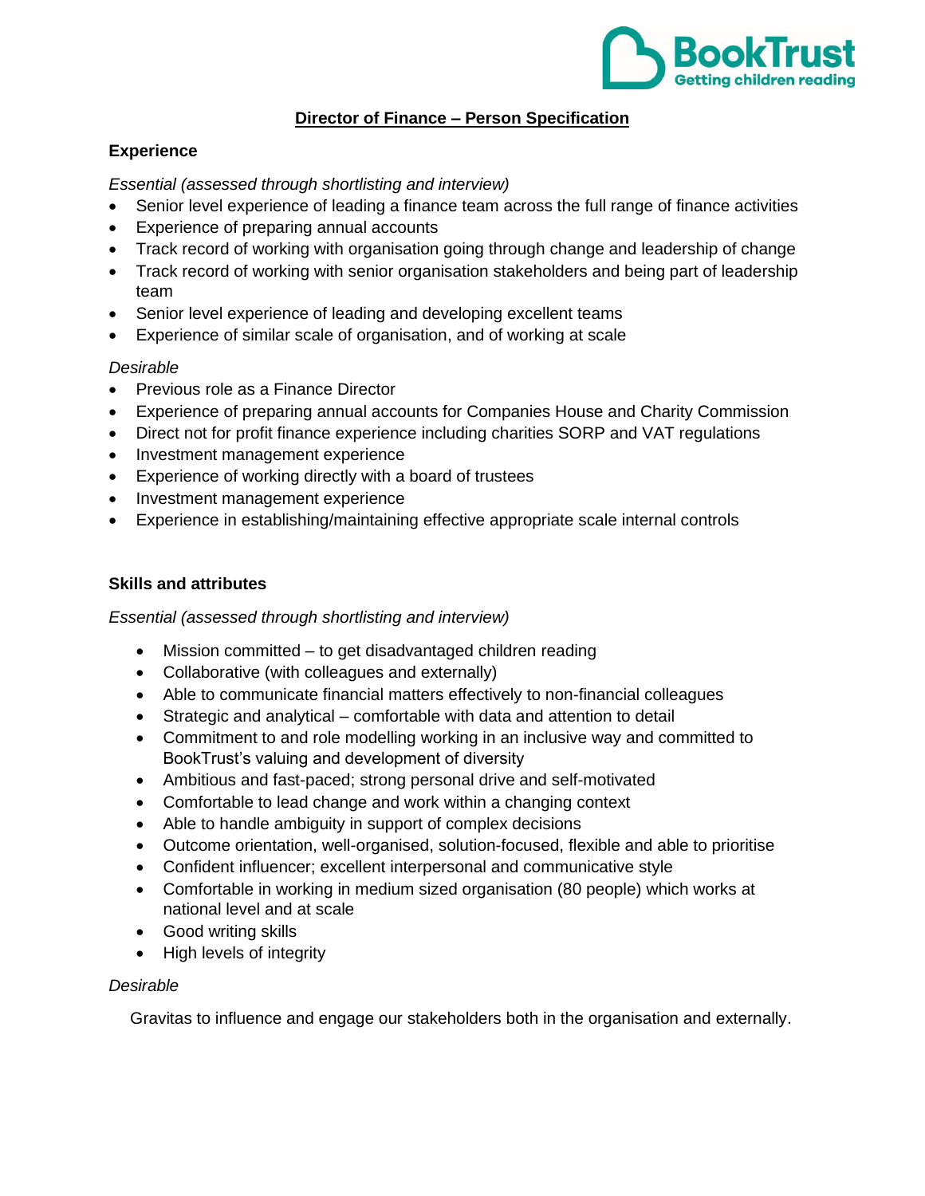BookTrust
Getting children reading

# Director of Finance – Person Specification

## Experience

*Essential (assessed through shortlisting and interview)*

- Senior level experience of leading a finance team across the full range of finance activities
- Experience of preparing annual accounts
- Track record of working with organisation going through change and leadership of change
- Track record of working with senior organisation stakeholders and being part of leadership team
- Senior level experience of leading and developing excellent teams
- Experience of similar scale of organisation, and of working at scale

*Desirable*

- Previous role as a Finance Director
- Experience of preparing annual accounts for Companies House and Charity Commission
- Direct not for profit finance experience including charities SORP and VAT regulations
- Investment management experience
- Experience of working directly with a board of trustees
- Investment management experience
- Experience in establishing/maintaining effective appropriate scale internal controls

## Skills and attributes

*Essential (assessed through shortlisting and interview)*

- Mission committed – to get disadvantaged children reading
- Collaborative (with colleagues and externally)
- Able to communicate financial matters effectively to non-financial colleagues
- Strategic and analytical – comfortable with data and attention to detail
- Commitment to and role modelling working in an inclusive way and committed to BookTrust's valuing and development of diversity
- Ambitious and fast-paced; strong personal drive and self-motivated
- Comfortable to lead change and work within a changing context
- Able to handle ambiguity in support of complex decisions
- Outcome orientation, well-organised, solution-focused, flexible and able to prioritise
- Confident influencer; excellent interpersonal and communicative style
- Comfortable in working in medium sized organisation (80 people) which works at national level and at scale
- Good writing skills
- High levels of integrity

*Desirable*

Gravitas to influence and engage our stakeholders both in the organisation and externally.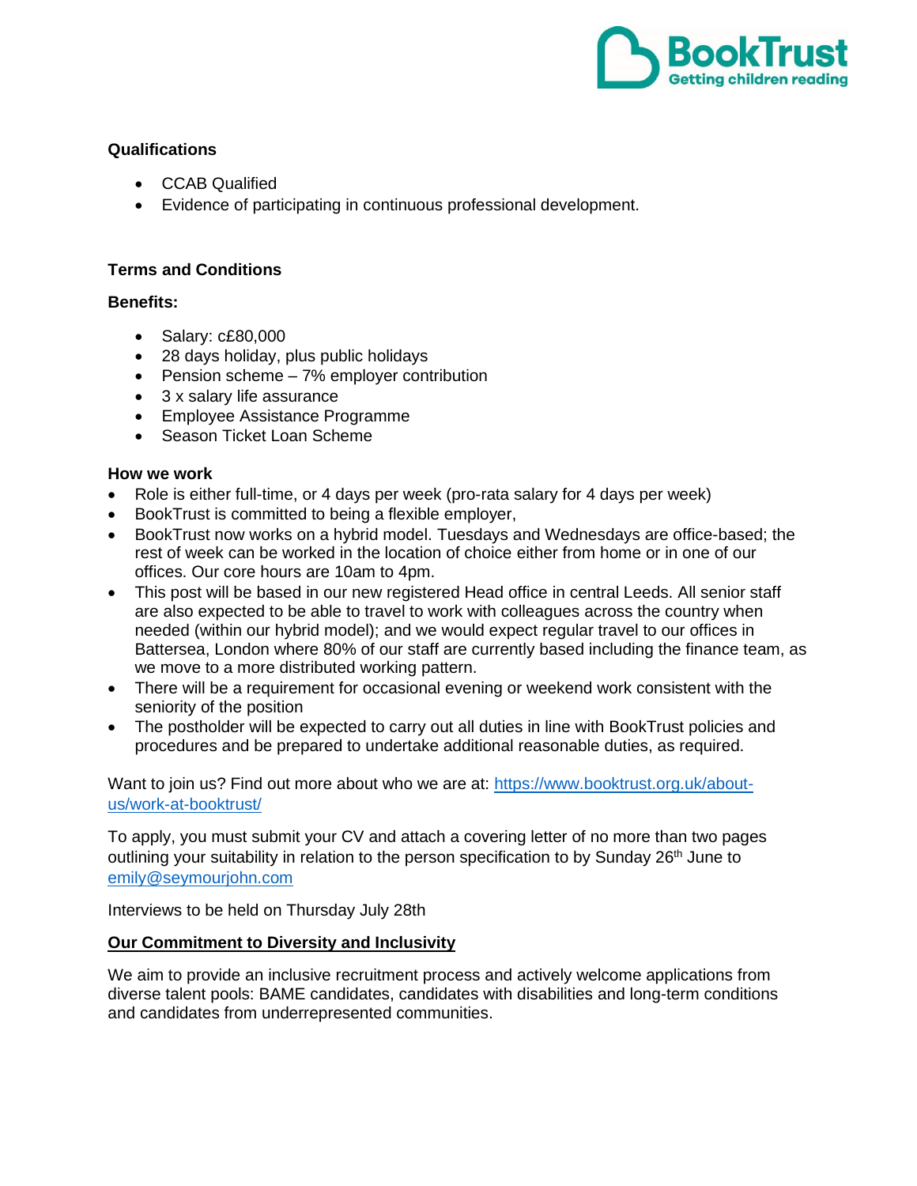**Qualifications**

- CCAB Qualified
- Evidence of participating in continuous professional development.

**Terms and Conditions**

**Benefits:**

- Salary: c£80,000
- 28 days holiday, plus public holidays
- Pension scheme – 7% employer contribution
- 3 x salary life assurance
- Employee Assistance Programme
- Season Ticket Loan Scheme

**How we work**

- Role is either full-time, or 4 days per week (pro-rata salary for 4 days per week)
- BookTrust is committed to being a flexible employer,
- BookTrust now works on a hybrid model. Tuesdays and Wednesdays are office-based; the rest of week can be worked in the location of choice either from home or in one of our offices. Our core hours are 10am to 4pm.
- This post will be based in our new registered Head office in central Leeds. All senior staff are also expected to be able to travel to work with colleagues across the country when needed (within our hybrid model); and we would expect regular travel to our offices in Battersea, London where 80% of our staff are currently based including the finance team, as we move to a more distributed working pattern.
- There will be a requirement for occasional evening or weekend work consistent with the seniority of the position
- The postholder will be expected to carry out all duties in line with BookTrust policies and procedures and be prepared to undertake additional reasonable duties, as required.

Want to join us? Find out more about who we are at: [https://www.booktrust.org.uk/about-us/work-at-booktrust/](https://www.booktrust.org.uk/about-us/work-at-booktrust/)

To apply, you must submit your CV and attach a covering letter of no more than two pages outlining your suitability in relation to the person specification to by Sunday 26th June to [emily@seymourjohn.com](mailto:emily@seymourjohn.com)

Interviews to be held on Thursday July 28th

**Our Commitment to Diversity and Inclusivity**

We aim to provide an inclusive recruitment process and actively welcome applications from diverse talent pools: BAME candidates, candidates with disabilities and long-term conditions and candidates from underrepresented communities.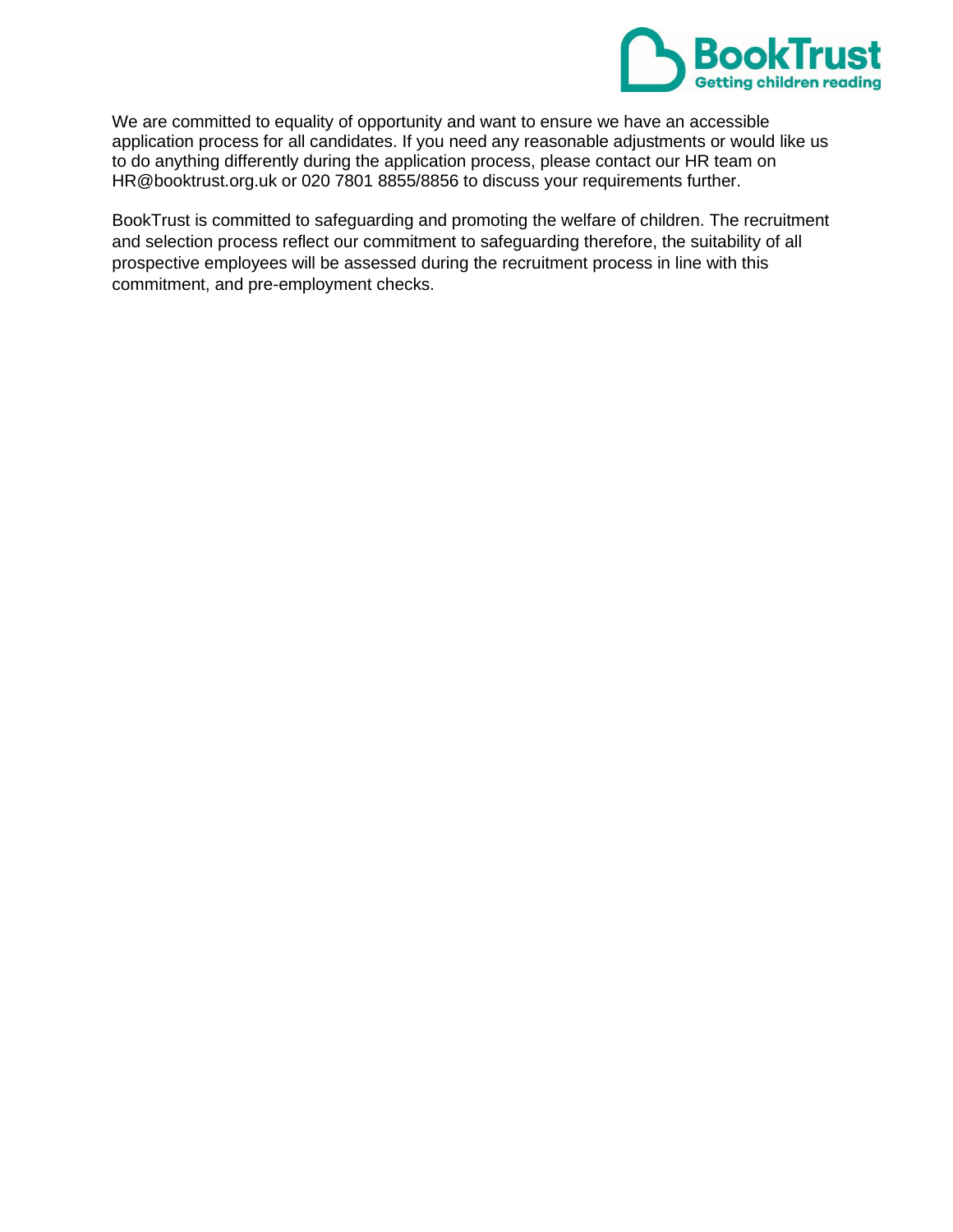We are committed to equality of opportunity and want to ensure we have an accessible application process for all candidates. If you need any reasonable adjustments or would like us to do anything differently during the application process, please contact our HR team on HR@booktrust.org.uk or 020 7801 8855/8856 to discuss your requirements further.

BookTrust is committed to safeguarding and promoting the welfare of children. The recruitment and selection process reflect our commitment to safeguarding therefore, the suitability of all prospective employees will be assessed during the recruitment process in line with this commitment, and pre-employment checks.